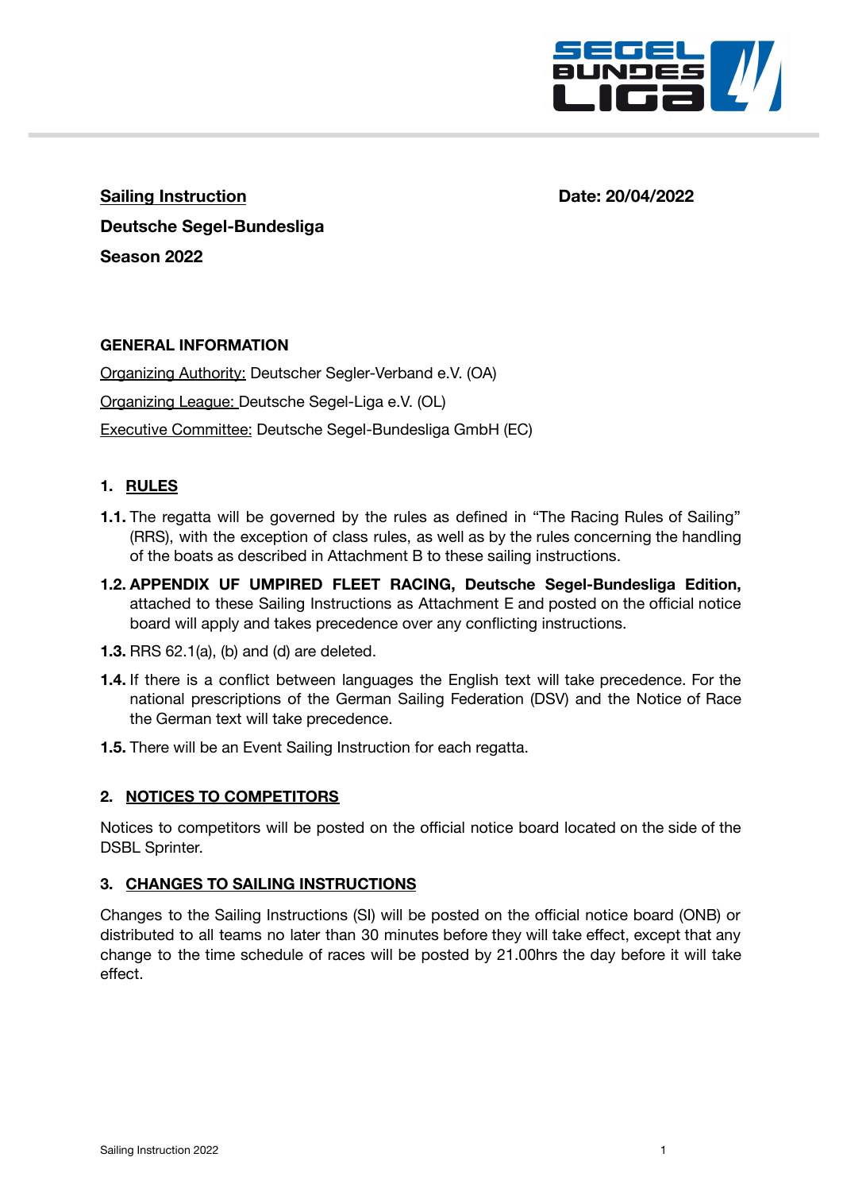**Sailing Instruction** **Date: 20/04/2022**

**Deutsche Segel-Bundesliga**

**Season 2022**

**GENERAL INFORMATION**

Organizing Authority: Deutscher Segler-Verband e.V. (OA)

Organizing League: Deutsche Segel-Liga e.V. (OL)

Executive Committee: Deutsche Segel-Bundesliga GmbH (EC)

## 1. RULES

**1.1.** The regatta will be governed by the rules as defined in "The Racing Rules of Sailing" (RRS), with the exception of class rules, as well as by the rules concerning the handling of the boats as described in Attachment B to these sailing instructions.

**1.2. APPENDIX UF UMPIRED FLEET RACING, Deutsche Segel-Bundesliga Edition,** attached to these Sailing Instructions as Attachment E and posted on the official notice board will apply and takes precedence over any conflicting instructions.

**1.3.** RRS 62.1(a), (b) and (d) are deleted.

**1.4.** If there is a conflict between languages the English text will take precedence. For the national prescriptions of the German Sailing Federation (DSV) and the Notice of Race the German text will take precedence.

**1.5.** There will be an Event Sailing Instruction for each regatta.

## 2. NOTICES TO COMPETITORS

Notices to competitors will be posted on the official notice board located on the side of the DSBL Sprinter.

## 3. CHANGES TO SAILING INSTRUCTIONS

Changes to the Sailing Instructions (SI) will be posted on the official notice board (ONB) or distributed to all teams no later than 30 minutes before they will take effect, except that any change to the time schedule of races will be posted by 21.00hrs the day before it will take effect.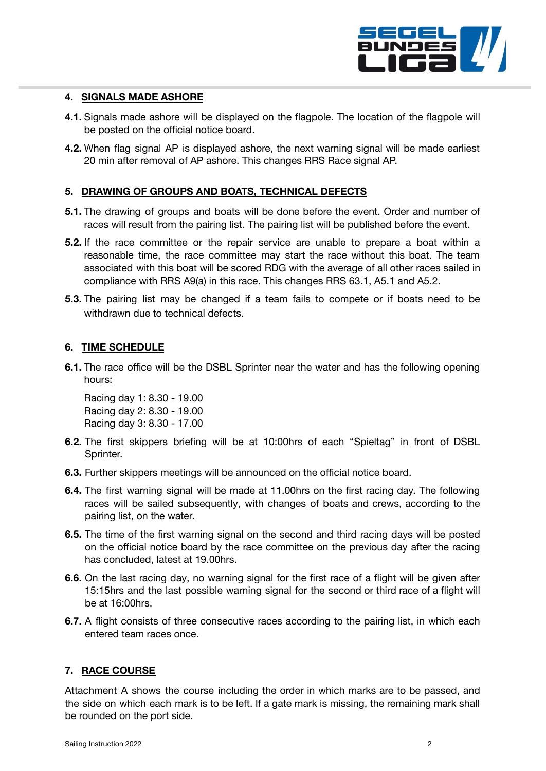## 4. SIGNALS MADE ASHORE

**4.1.** Signals made ashore will be displayed on the flagpole. The location of the flagpole will be posted on the official notice board.

**4.2.** When flag signal AP is displayed ashore, the next warning signal will be made earliest 20 min after removal of AP ashore. This changes RRS Race signal AP.

## 5. DRAWING OF GROUPS AND BOATS, TECHNICAL DEFECTS

**5.1.** The drawing of groups and boats will be done before the event. Order and number of races will result from the pairing list. The pairing list will be published before the event.

**5.2.** If the race committee or the repair service are unable to prepare a boat within a reasonable time, the race committee may start the race without this boat. The team associated with this boat will be scored RDG with the average of all other races sailed in compliance with RRS A9(a) in this race. This changes RRS 63.1, A5.1 and A5.2.

**5.3.** The pairing list may be changed if a team fails to compete or if boats need to be withdrawn due to technical defects.

## 6. TIME SCHEDULE

**6.1.** The race office will be the DSBL Sprinter near the water and has the following opening hours:

Racing day 1: 8.30 - 19.00
Racing day 2: 8.30 - 19.00
Racing day 3: 8.30 - 17.00

**6.2.** The first skippers briefing will be at 10:00hrs of each "Spieltag" in front of DSBL Sprinter.

**6.3.** Further skippers meetings will be announced on the official notice board.

**6.4.** The first warning signal will be made at 11.00hrs on the first racing day. The following races will be sailed subsequently, with changes of boats and crews, according to the pairing list, on the water.

**6.5.** The time of the first warning signal on the second and third racing days will be posted on the official notice board by the race committee on the previous day after the racing has concluded, latest at 19.00hrs.

**6.6.** On the last racing day, no warning signal for the first race of a flight will be given after 15:15hrs and the last possible warning signal for the second or third race of a flight will be at 16:00hrs.

**6.7.** A flight consists of three consecutive races according to the pairing list, in which each entered team races once.

## 7. RACE COURSE

Attachment A shows the course including the order in which marks are to be passed, and the side on which each mark is to be left. If a gate mark is missing, the remaining mark shall be rounded on the port side.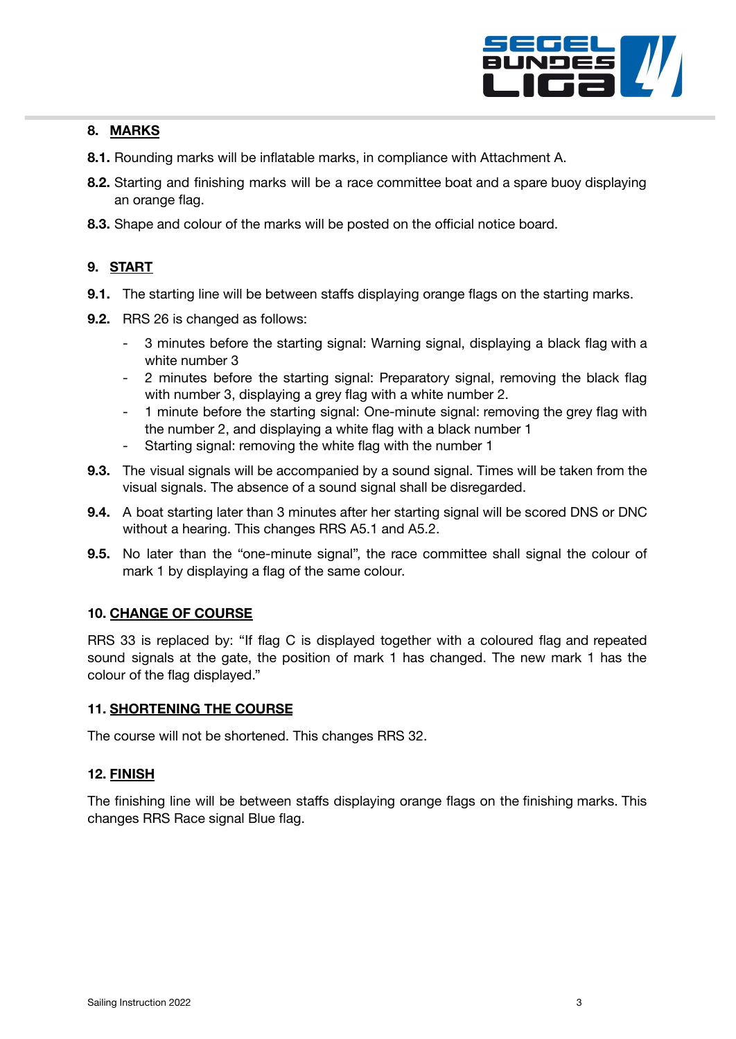## 8. MARKS

**8.1.** Rounding marks will be inflatable marks, in compliance with Attachment A.

**8.2.** Starting and finishing marks will be a race committee boat and a spare buoy displaying an orange flag.

**8.3.** Shape and colour of the marks will be posted on the official notice board.

## 9. START

**9.1.** The starting line will be between staffs displaying orange flags on the starting marks.

**9.2.** RRS 26 is changed as follows:

- 3 minutes before the starting signal: Warning signal, displaying a black flag with a white number 3
- 2 minutes before the starting signal: Preparatory signal, removing the black flag with number 3, displaying a grey flag with a white number 2.
- 1 minute before the starting signal: One-minute signal: removing the grey flag with the number 2, and displaying a white flag with a black number 1
- Starting signal: removing the white flag with the number 1

**9.3.** The visual signals will be accompanied by a sound signal. Times will be taken from the visual signals. The absence of a sound signal shall be disregarded.

**9.4.** A boat starting later than 3 minutes after her starting signal will be scored DNS or DNC without a hearing. This changes RRS A5.1 and A5.2.

**9.5.** No later than the "one-minute signal", the race committee shall signal the colour of mark 1 by displaying a flag of the same colour.

## 10. CHANGE OF COURSE

RRS 33 is replaced by: "If flag C is displayed together with a coloured flag and repeated sound signals at the gate, the position of mark 1 has changed. The new mark 1 has the colour of the flag displayed."

## 11. SHORTENING THE COURSE

The course will not be shortened. This changes RRS 32.

## 12. FINISH

The finishing line will be between staffs displaying orange flags on the finishing marks. This changes RRS Race signal Blue flag.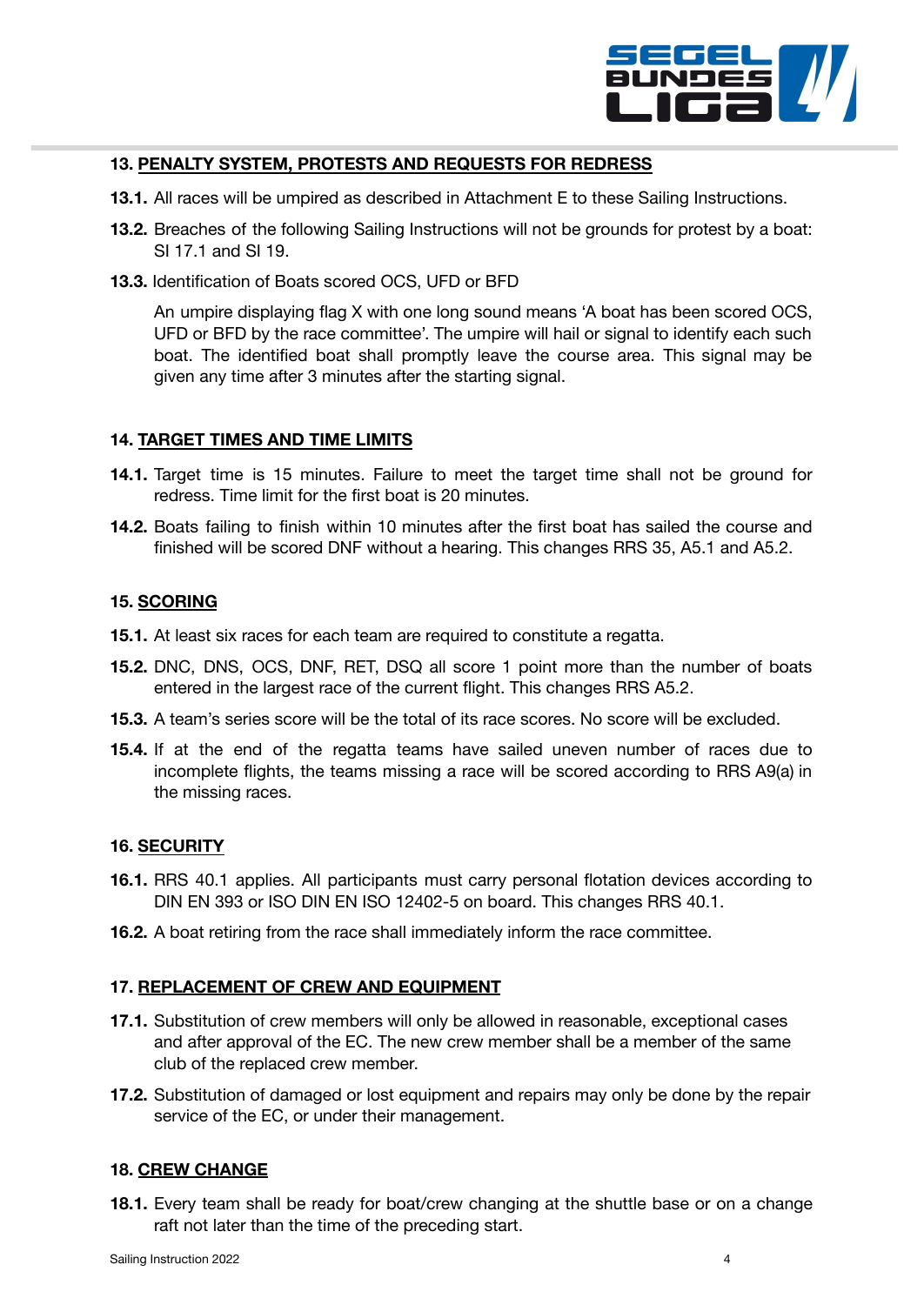## 13. PENALTY SYSTEM, PROTESTS AND REQUESTS FOR REDRESS

**13.1.** All races will be umpired as described in Attachment E to these Sailing Instructions.

**13.2.** Breaches of the following Sailing Instructions will not be grounds for protest by a boat: SI 17.1 and SI 19.

**13.3.** Identification of Boats scored OCS, UFD or BFD

An umpire displaying flag X with one long sound means 'A boat has been scored OCS, UFD or BFD by the race committee'. The umpire will hail or signal to identify each such boat. The identified boat shall promptly leave the course area. This signal may be given any time after 3 minutes after the starting signal.

## 14. TARGET TIMES AND TIME LIMITS

**14.1.** Target time is 15 minutes. Failure to meet the target time shall not be ground for redress. Time limit for the first boat is 20 minutes.

**14.2.** Boats failing to finish within 10 minutes after the first boat has sailed the course and finished will be scored DNF without a hearing. This changes RRS 35, A5.1 and A5.2.

## 15. SCORING

**15.1.** At least six races for each team are required to constitute a regatta.

**15.2.** DNC, DNS, OCS, DNF, RET, DSQ all score 1 point more than the number of boats entered in the largest race of the current flight. This changes RRS A5.2.

**15.3.** A team's series score will be the total of its race scores. No score will be excluded.

**15.4.** If at the end of the regatta teams have sailed uneven number of races due to incomplete flights, the teams missing a race will be scored according to RRS A9(a) in the missing races.

## 16. SECURITY

**16.1.** RRS 40.1 applies. All participants must carry personal flotation devices according to DIN EN 393 or ISO DIN EN ISO 12402-5 on board. This changes RRS 40.1.

**16.2.** A boat retiring from the race shall immediately inform the race committee.

## 17. REPLACEMENT OF CREW AND EQUIPMENT

**17.1.** Substitution of crew members will only be allowed in reasonable, exceptional cases and after approval of the EC. The new crew member shall be a member of the same club of the replaced crew member.

**17.2.** Substitution of damaged or lost equipment and repairs may only be done by the repair service of the EC, or under their management.

## 18. CREW CHANGE

**18.1.** Every team shall be ready for boat/crew changing at the shuttle base or on a change raft not later than the time of the preceding start.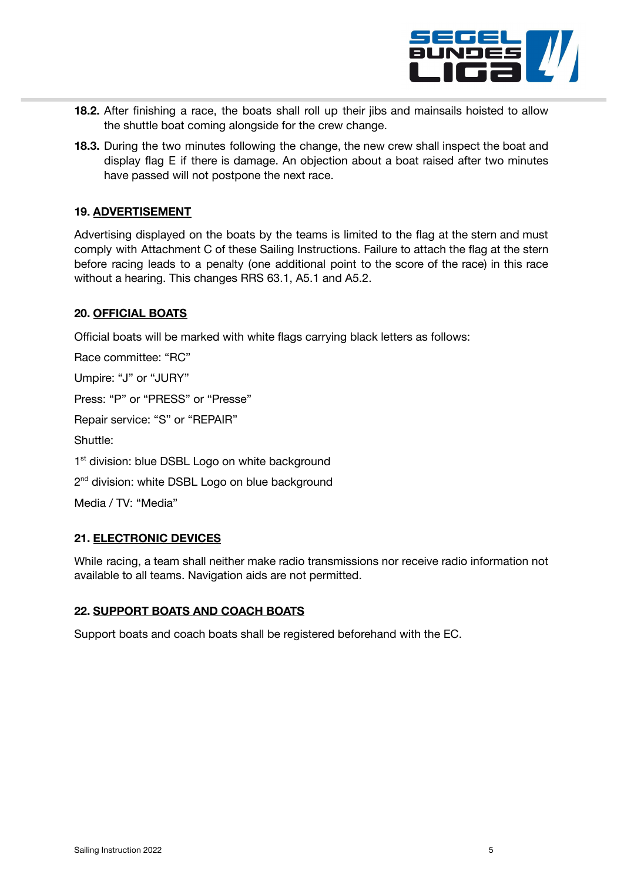**18.2.** After finishing a race, the boats shall roll up their jibs and mainsails hoisted to allow the shuttle boat coming alongside for the crew change.

**18.3.** During the two minutes following the change, the new crew shall inspect the boat and display flag E if there is damage. An objection about a boat raised after two minutes have passed will not postpone the next race.

## 19. ADVERTISEMENT

Advertising displayed on the boats by the teams is limited to the flag at the stern and must comply with Attachment C of these Sailing Instructions. Failure to attach the flag at the stern before racing leads to a penalty (one additional point to the score of the race) in this race without a hearing. This changes RRS 63.1, A5.1 and A5.2.

## 20. OFFICIAL BOATS

Official boats will be marked with white flags carrying black letters as follows:

Race committee: "RC"

Umpire: "J" or "JURY"

Press: "P" or "PRESS" or "Presse"

Repair service: "S" or "REPAIR"

Shuttle:

1st division: blue DSBL Logo on white background

2nd division: white DSBL Logo on blue background

Media / TV: "Media"

## 21. ELECTRONIC DEVICES

While racing, a team shall neither make radio transmissions nor receive radio information not available to all teams. Navigation aids are not permitted.

## 22. SUPPORT BOATS AND COACH BOATS

Support boats and coach boats shall be registered beforehand with the EC.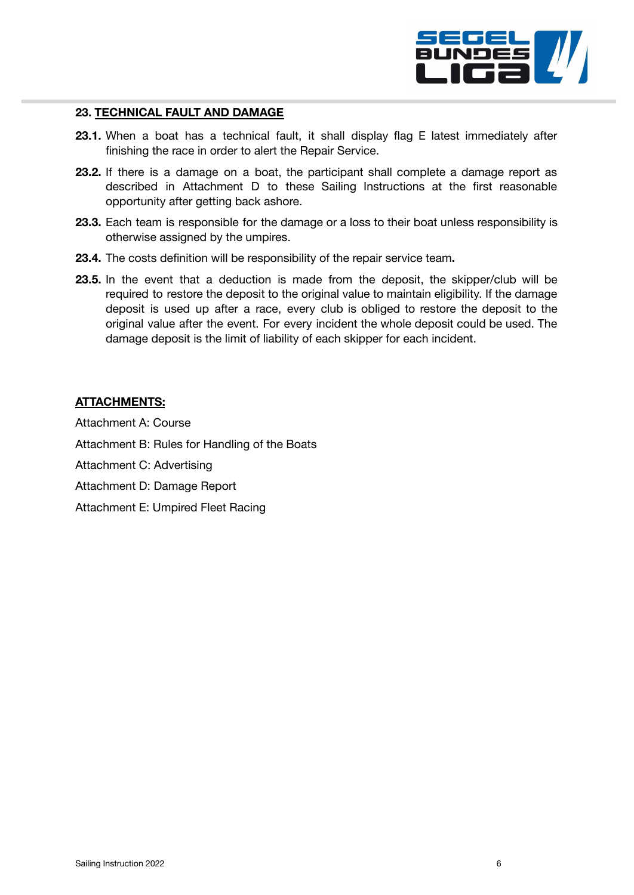## 23. TECHNICAL FAULT AND DAMAGE

**23.1.** When a boat has a technical fault, it shall display flag E latest immediately after finishing the race in order to alert the Repair Service.

**23.2.** If there is a damage on a boat, the participant shall complete a damage report as described in Attachment D to these Sailing Instructions at the first reasonable opportunity after getting back ashore.

**23.3.** Each team is responsible for the damage or a loss to their boat unless responsibility is otherwise assigned by the umpires.

**23.4.** The costs definition will be responsibility of the repair service team**.**

**23.5.** In the event that a deduction is made from the deposit, the skipper/club will be required to restore the deposit to the original value to maintain eligibility. If the damage deposit is used up after a race, every club is obliged to restore the deposit to the original value after the event. For every incident the whole deposit could be used. The damage deposit is the limit of liability of each skipper for each incident.

**ATTACHMENTS:**

Attachment A: Course

Attachment B: Rules for Handling of the Boats

Attachment C: Advertising

Attachment D: Damage Report

Attachment E: Umpired Fleet Racing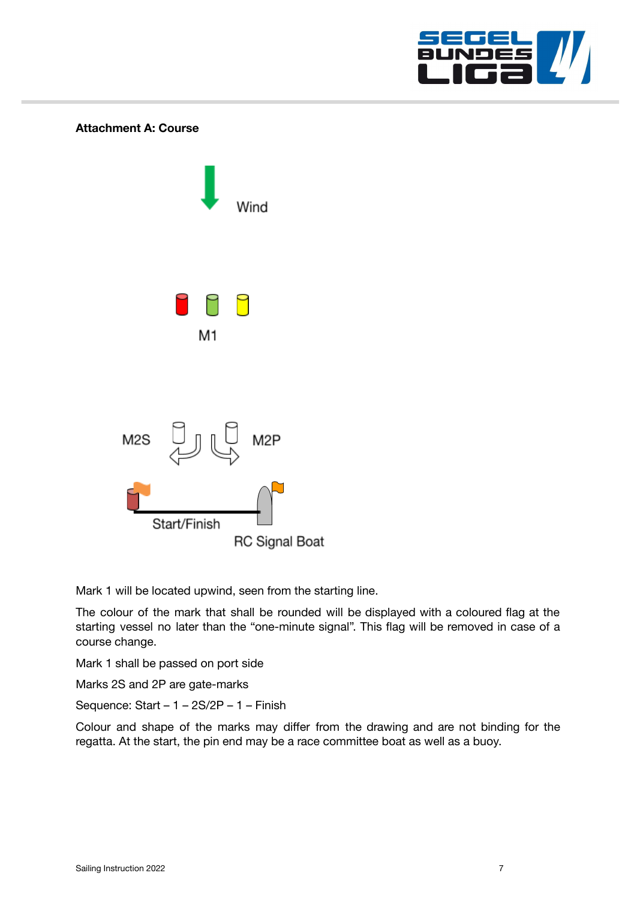**Attachment A: Course**

Wind

M1

M2S M2P

Start/Finish

RC Signal Boat

Mark 1 will be located upwind, seen from the starting line.

The colour of the mark that shall be rounded will be displayed with a coloured flag at the starting vessel no later than the "one-minute signal". This flag will be removed in case of a course change.

Mark 1 shall be passed on port side

Marks 2S and 2P are gate-marks

Sequence: Start – 1 – 2S/2P – 1 – Finish

Colour and shape of the marks may differ from the drawing and are not binding for the regatta. At the start, the pin end may be a race committee boat as well as a buoy.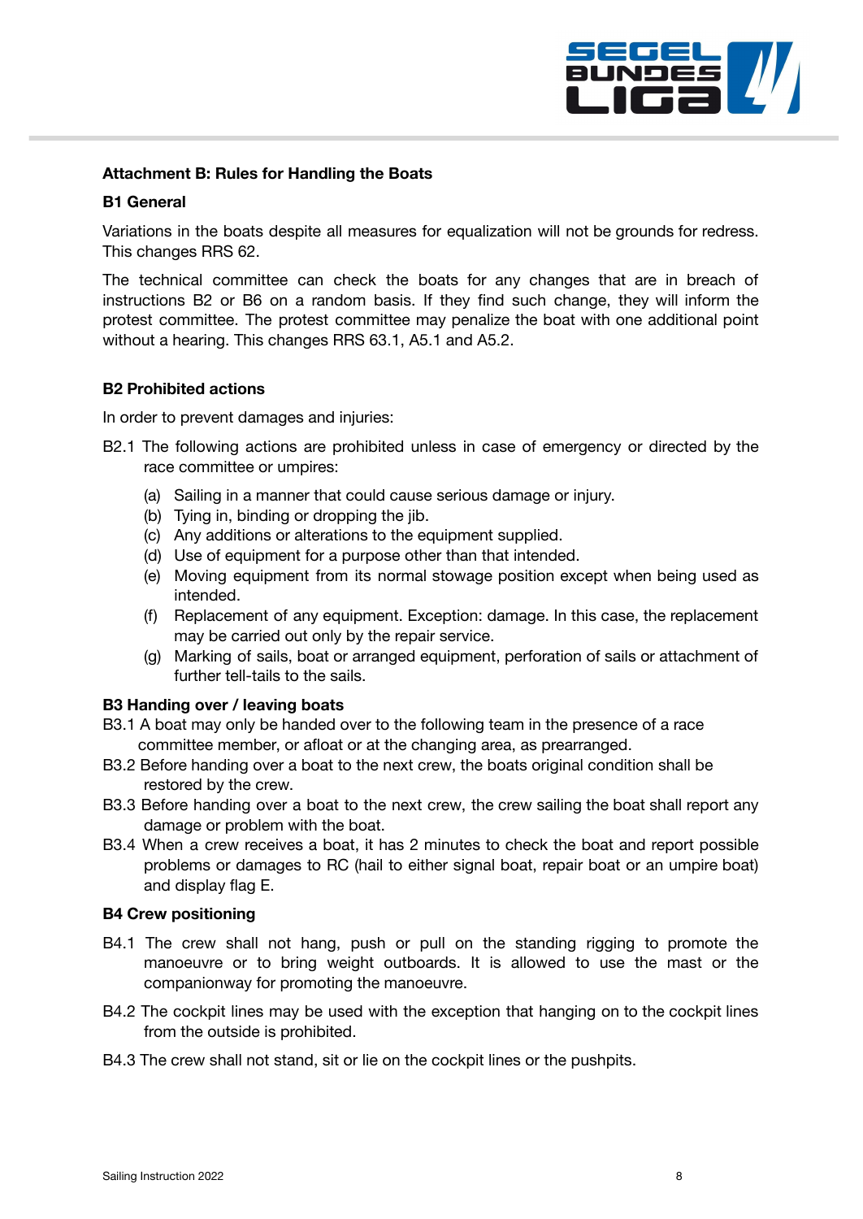## Attachment B: Rules for Handling the Boats

### B1 General

Variations in the boats despite all measures for equalization will not be grounds for redress. This changes RRS 62.

The technical committee can check the boats for any changes that are in breach of instructions B2 or B6 on a random basis. If they find such change, they will inform the protest committee. The protest committee may penalize the boat with one additional point without a hearing. This changes RRS 63.1, A5.1 and A5.2.

### B2 Prohibited actions

In order to prevent damages and injuries:

B2.1 The following actions are prohibited unless in case of emergency or directed by the race committee or umpires:

- (a) Sailing in a manner that could cause serious damage or injury.
- (b) Tying in, binding or dropping the jib.
- (c) Any additions or alterations to the equipment supplied.
- (d) Use of equipment for a purpose other than that intended.
- (e) Moving equipment from its normal stowage position except when being used as intended.
- (f) Replacement of any equipment. Exception: damage. In this case, the replacement may be carried out only by the repair service.
- (g) Marking of sails, boat or arranged equipment, perforation of sails or attachment of further tell-tails to the sails.

### B3 Handing over / leaving boats

B3.1 A boat may only be handed over to the following team in the presence of a race committee member, or afloat or at the changing area, as prearranged.

B3.2 Before handing over a boat to the next crew, the boats original condition shall be restored by the crew.

B3.3 Before handing over a boat to the next crew, the crew sailing the boat shall report any damage or problem with the boat.

B3.4 When a crew receives a boat, it has 2 minutes to check the boat and report possible problems or damages to RC (hail to either signal boat, repair boat or an umpire boat) and display flag E.

### B4 Crew positioning

B4.1 The crew shall not hang, push or pull on the standing rigging to promote the manoeuvre or to bring weight outboards. It is allowed to use the mast or the companionway for promoting the manoeuvre.

B4.2 The cockpit lines may be used with the exception that hanging on to the cockpit lines from the outside is prohibited.

B4.3 The crew shall not stand, sit or lie on the cockpit lines or the pushpits.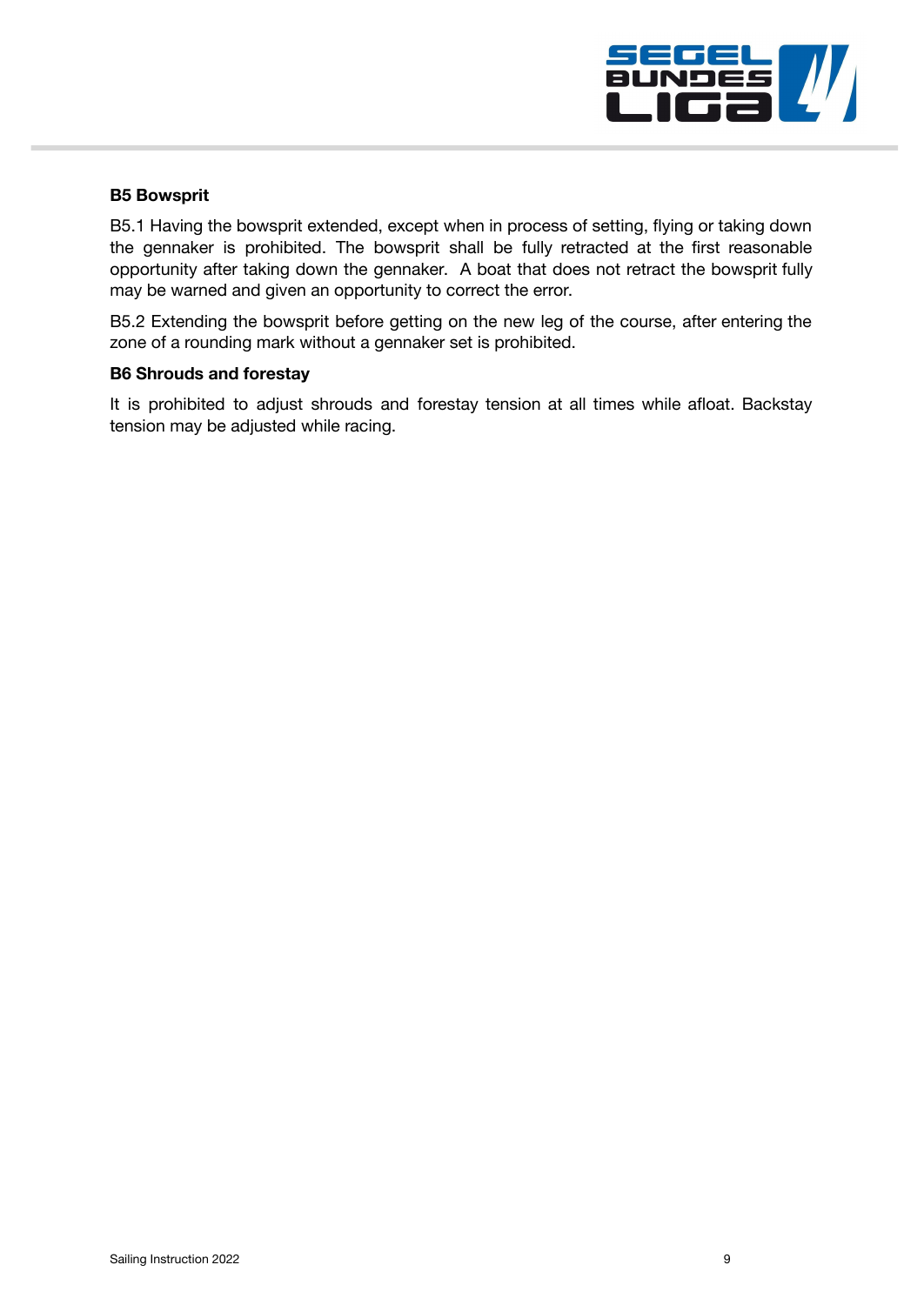### B5 Bowsprit

B5.1 Having the bowsprit extended, except when in process of setting, flying or taking down the gennaker is prohibited. The bowsprit shall be fully retracted at the first reasonable opportunity after taking down the gennaker. A boat that does not retract the bowsprit fully may be warned and given an opportunity to correct the error.

B5.2 Extending the bowsprit before getting on the new leg of the course, after entering the zone of a rounding mark without a gennaker set is prohibited.

### B6 Shrouds and forestay

It is prohibited to adjust shrouds and forestay tension at all times while afloat. Backstay tension may be adjusted while racing.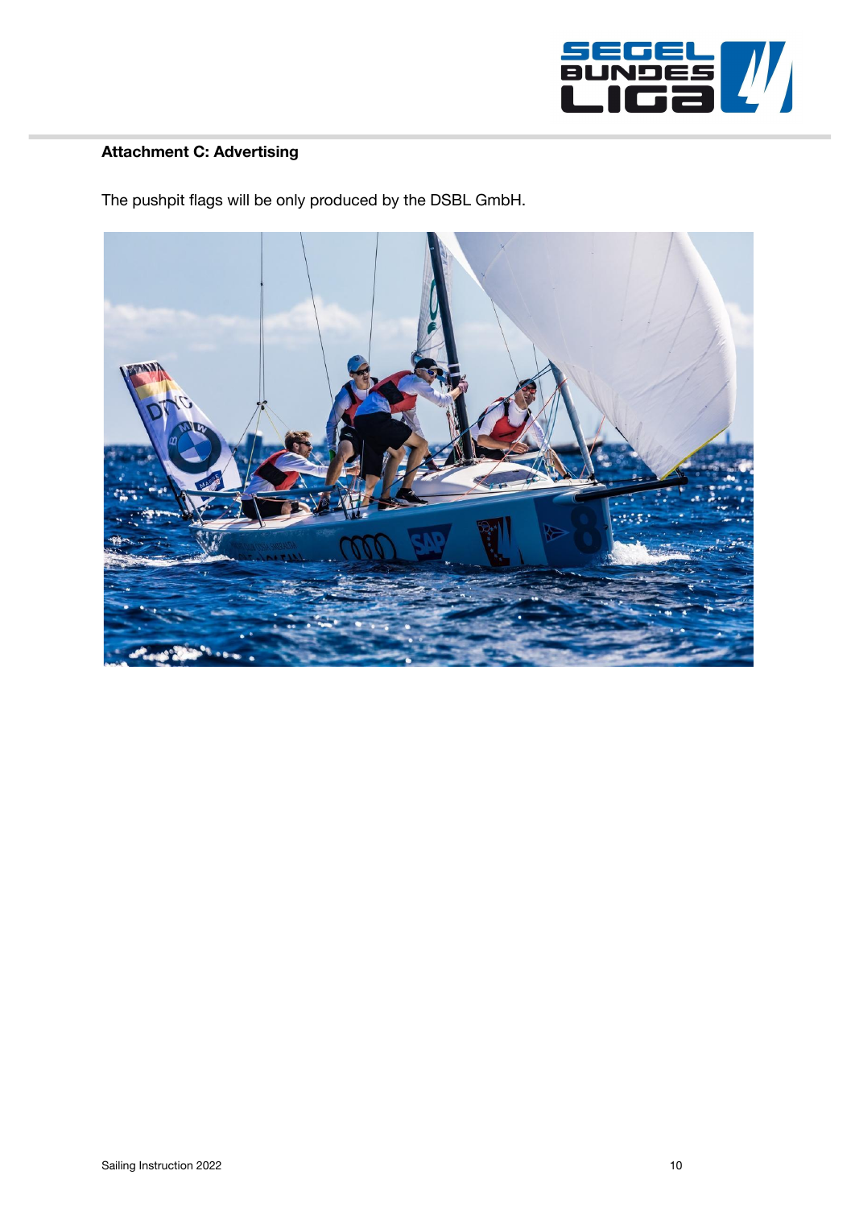**Attachment C: Advertising**

The pushpit flags will be only produced by the DSBL GmbH.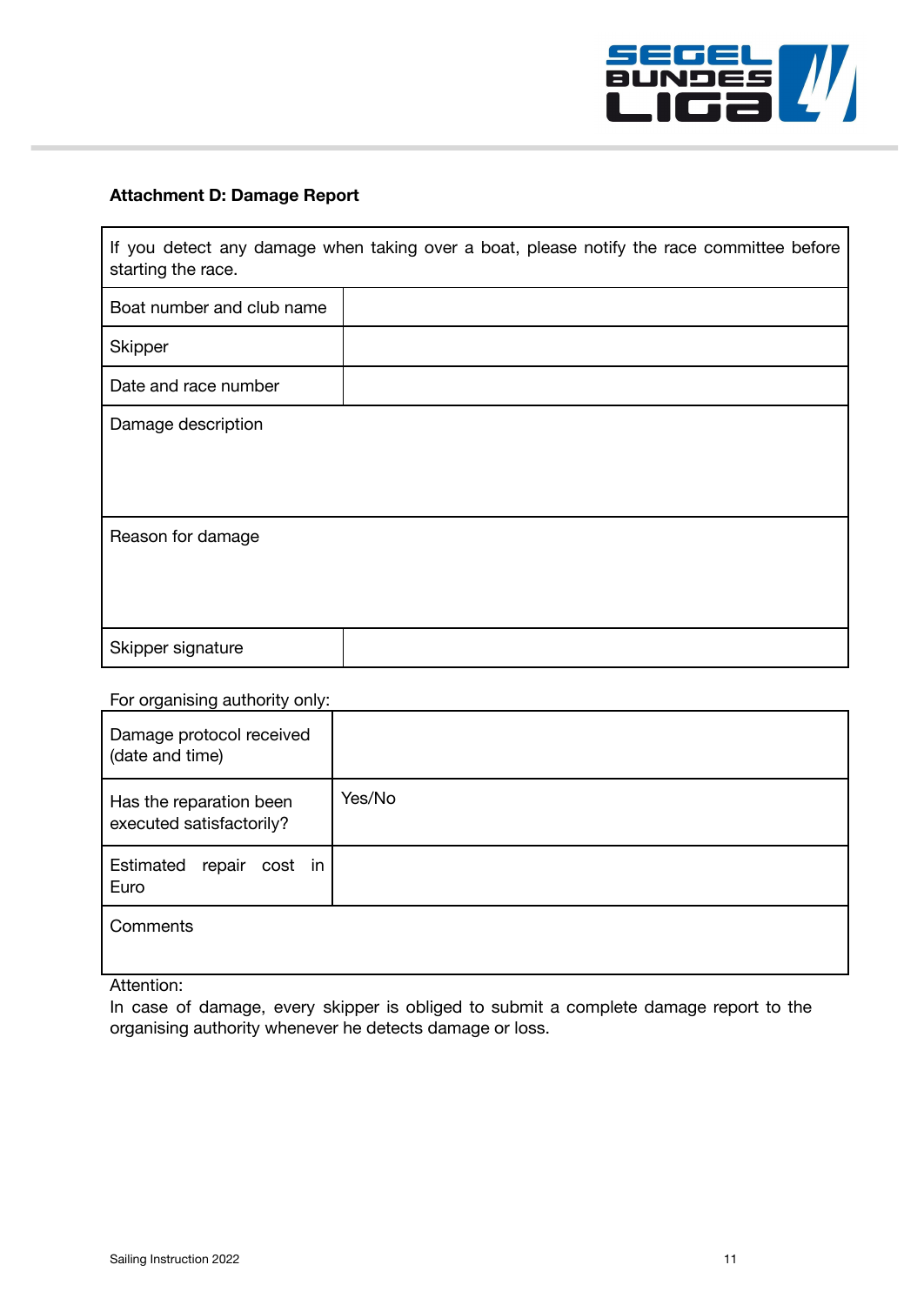### Attachment D: Damage Report

| If you detect any damage when taking over a boat, please notify the race committee before starting the race. | |
|---|---|
| Boat number and club name | |
| Skipper | |
| Date and race number | |
| Damage description | |
| Reason for damage | |
| Skipper signature | |

For organising authority only:

| Damage protocol received (date and time) | |
|---|---|
| Has the reparation been executed satisfactorily? | Yes/No |
| Estimated repair cost in Euro | |
| Comments | |

Attention:
In case of damage, every skipper is obliged to submit a complete damage report to the organising authority whenever he detects damage or loss.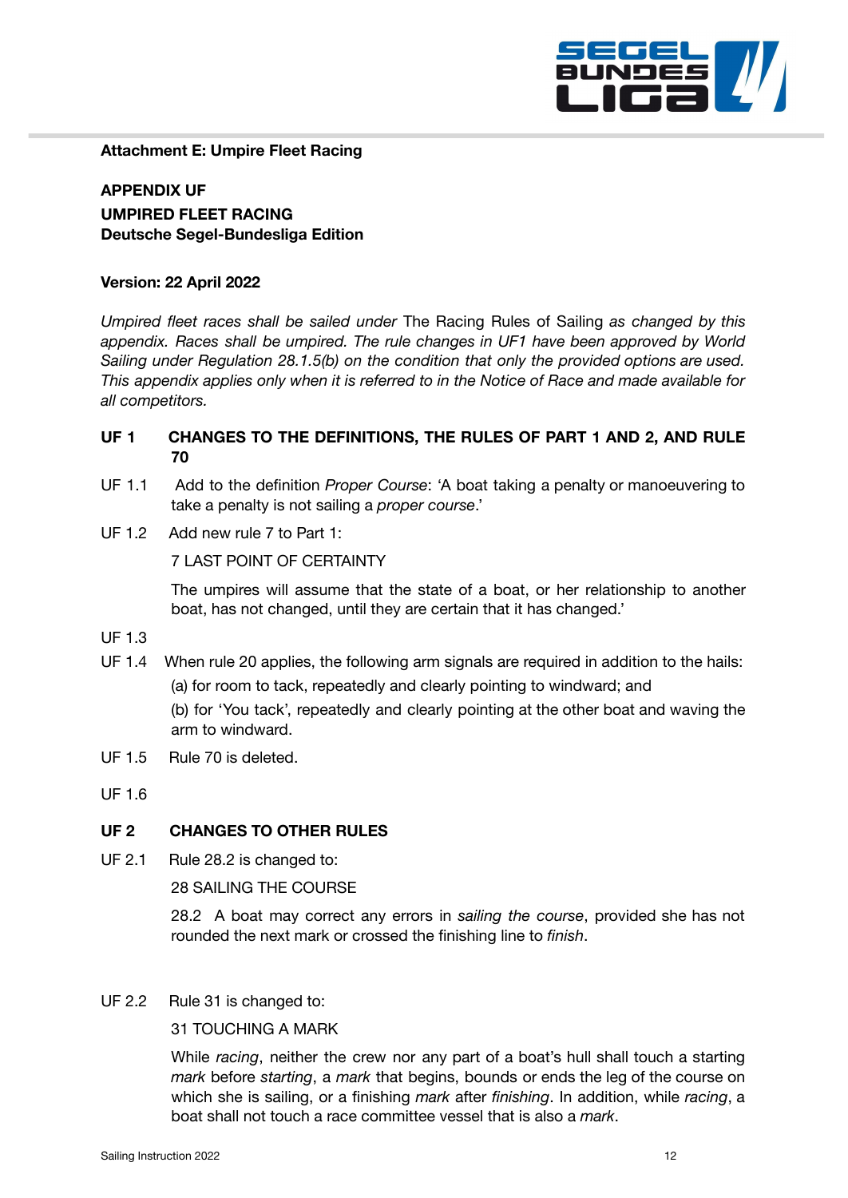**Attachment E: Umpire Fleet Racing**

**APPENDIX UF**
**UMPIRED FLEET RACING**
**Deutsche Segel-Bundesliga Edition**

**Version: 22 April 2022**

*Umpired fleet races shall be sailed under* The Racing Rules of Sailing *as changed by this appendix. Races shall be umpired. The rule changes in UF1 have been approved by World Sailing under Regulation 28.1.5(b) on the condition that only the provided options are used. This appendix applies only when it is referred to in the Notice of Race and made available for all competitors.*

## UF 1 CHANGES TO THE DEFINITIONS, THE RULES OF PART 1 AND 2, AND RULE 70

UF 1.1 Add to the definition *Proper Course*: 'A boat taking a penalty or manoeuvering to take a penalty is not sailing a *proper course*.'

UF 1.2 Add new rule 7 to Part 1:

7 LAST POINT OF CERTAINTY

The umpires will assume that the state of a boat, or her relationship to another boat, has not changed, until they are certain that it has changed.'

UF 1.3

UF 1.4 When rule 20 applies, the following arm signals are required in addition to the hails:

(a) for room to tack, repeatedly and clearly pointing to windward; and

(b) for 'You tack', repeatedly and clearly pointing at the other boat and waving the arm to windward.

UF 1.5 Rule 70 is deleted.

UF 1.6

## UF 2 CHANGES TO OTHER RULES

UF 2.1 Rule 28.2 is changed to:

28 SAILING THE COURSE

28.2 A boat may correct any errors in *sailing the course*, provided she has not rounded the next mark or crossed the finishing line to *finish*.

UF 2.2 Rule 31 is changed to:

31 TOUCHING A MARK

While *racing*, neither the crew nor any part of a boat's hull shall touch a starting *mark* before *starting*, a *mark* that begins, bounds or ends the leg of the course on which she is sailing, or a finishing *mark* after *finishing*. In addition, while *racing*, a boat shall not touch a race committee vessel that is also a *mark*.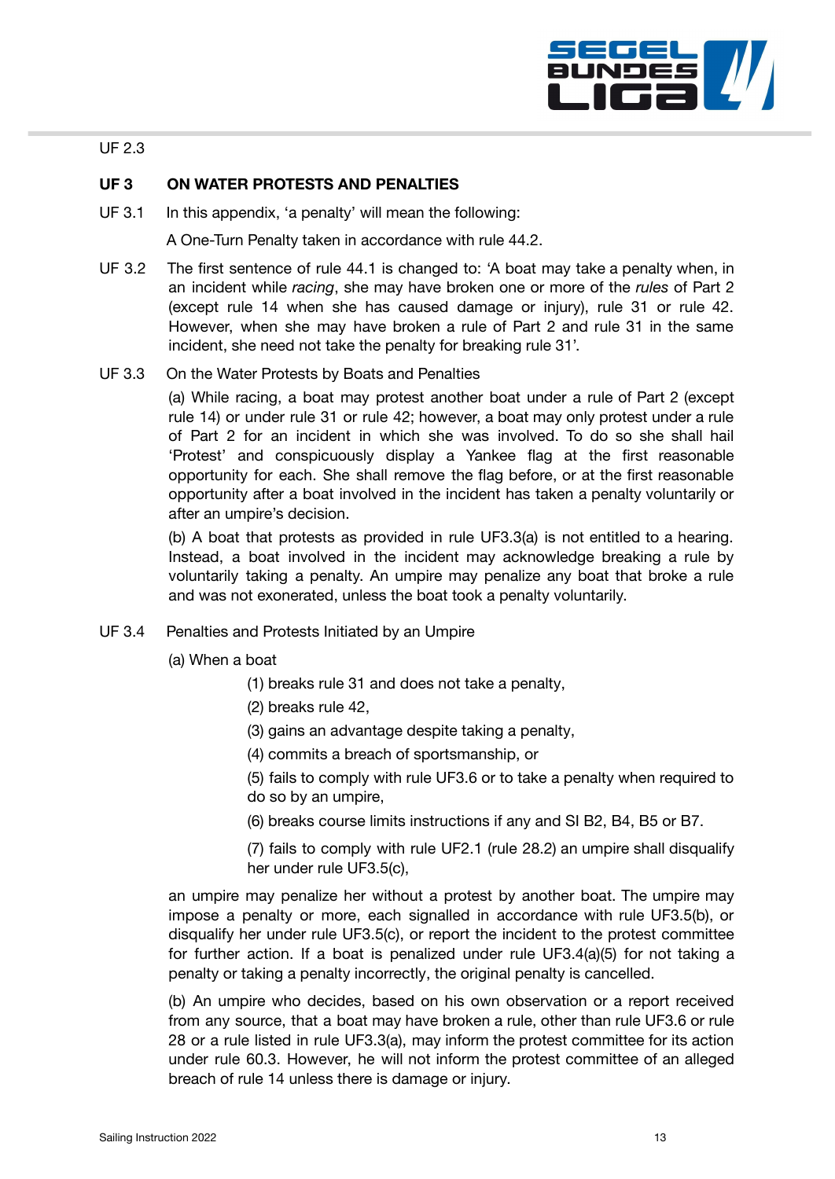UF 2.3

**UF 3 ON WATER PROTESTS AND PENALTIES**

UF 3.1 In this appendix, 'a penalty' will mean the following:

A One-Turn Penalty taken in accordance with rule 44.2.

UF 3.2 The first sentence of rule 44.1 is changed to: 'A boat may take a penalty when, in an incident while *racing*, she may have broken one or more of the *rules* of Part 2 (except rule 14 when she has caused damage or injury), rule 31 or rule 42. However, when she may have broken a rule of Part 2 and rule 31 in the same incident, she need not take the penalty for breaking rule 31'.

UF 3.3 On the Water Protests by Boats and Penalties

(a) While racing, a boat may protest another boat under a rule of Part 2 (except rule 14) or under rule 31 or rule 42; however, a boat may only protest under a rule of Part 2 for an incident in which she was involved. To do so she shall hail 'Protest' and conspicuously display a Yankee flag at the first reasonable opportunity for each. She shall remove the flag before, or at the first reasonable opportunity after a boat involved in the incident has taken a penalty voluntarily or after an umpire's decision.

(b) A boat that protests as provided in rule UF3.3(a) is not entitled to a hearing. Instead, a boat involved in the incident may acknowledge breaking a rule by voluntarily taking a penalty. An umpire may penalize any boat that broke a rule and was not exonerated, unless the boat took a penalty voluntarily.

UF 3.4 Penalties and Protests Initiated by an Umpire

(a) When a boat

(1) breaks rule 31 and does not take a penalty,

(2) breaks rule 42,

(3) gains an advantage despite taking a penalty,

(4) commits a breach of sportsmanship, or

(5) fails to comply with rule UF3.6 or to take a penalty when required to do so by an umpire,

(6) breaks course limits instructions if any and SI B2, B4, B5 or B7.

(7) fails to comply with rule UF2.1 (rule 28.2) an umpire shall disqualify her under rule UF3.5(c),

an umpire may penalize her without a protest by another boat. The umpire may impose a penalty or more, each signalled in accordance with rule UF3.5(b), or disqualify her under rule UF3.5(c), or report the incident to the protest committee for further action. If a boat is penalized under rule UF3.4(a)(5) for not taking a penalty or taking a penalty incorrectly, the original penalty is cancelled.

(b) An umpire who decides, based on his own observation or a report received from any source, that a boat may have broken a rule, other than rule UF3.6 or rule 28 or a rule listed in rule UF3.3(a), may inform the protest committee for its action under rule 60.3. However, he will not inform the protest committee of an alleged breach of rule 14 unless there is damage or injury.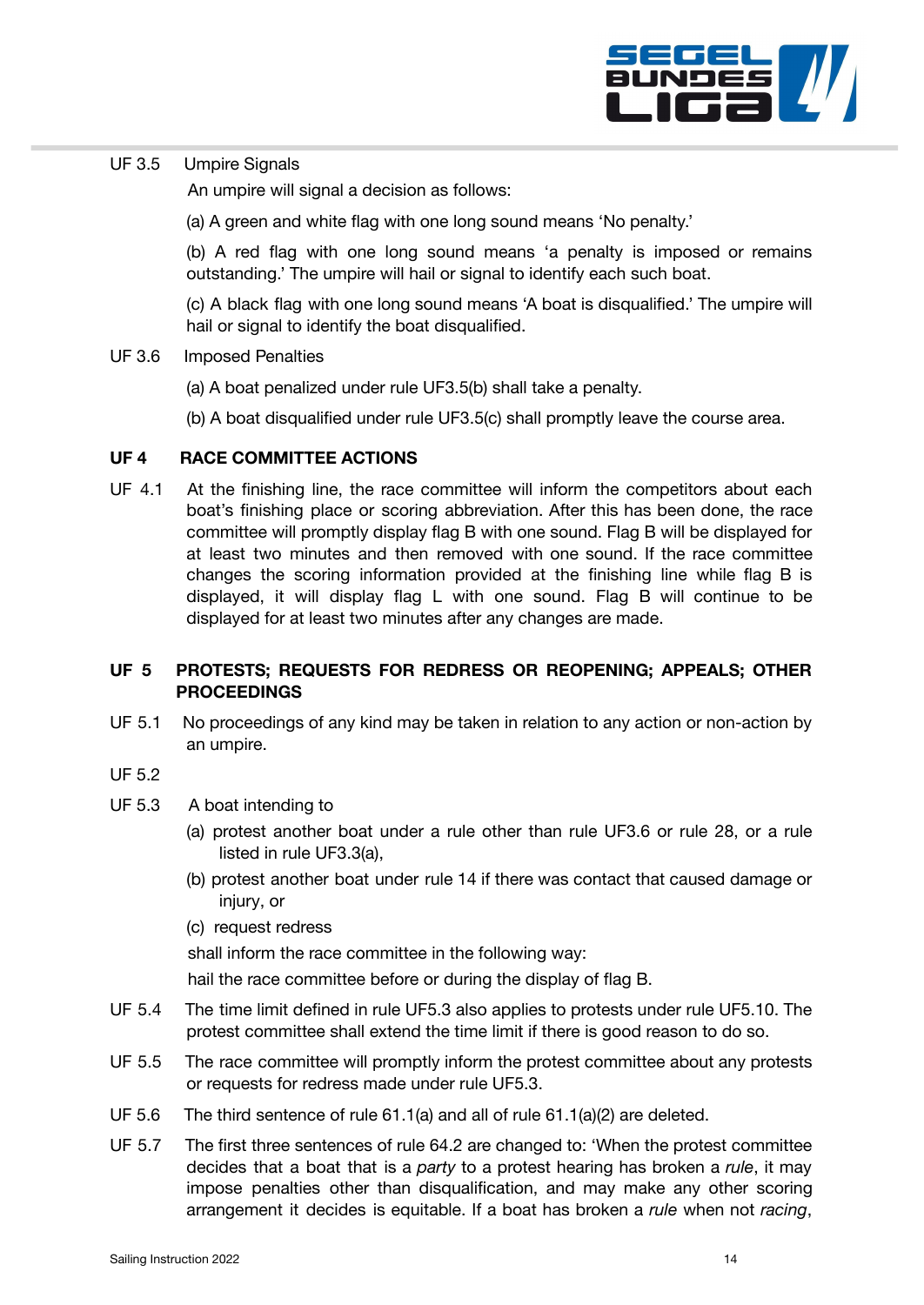UF 3.5 Umpire Signals

An umpire will signal a decision as follows:

(a) A green and white flag with one long sound means 'No penalty.'

(b) A red flag with one long sound means 'a penalty is imposed or remains outstanding.' The umpire will hail or signal to identify each such boat.

(c) A black flag with one long sound means 'A boat is disqualified.' The umpire will hail or signal to identify the boat disqualified.

UF 3.6 Imposed Penalties

(a) A boat penalized under rule UF3.5(b) shall take a penalty.

(b) A boat disqualified under rule UF3.5(c) shall promptly leave the course area.

## UF 4 RACE COMMITTEE ACTIONS

UF 4.1 At the finishing line, the race committee will inform the competitors about each boat's finishing place or scoring abbreviation. After this has been done, the race committee will promptly display flag B with one sound. Flag B will be displayed for at least two minutes and then removed with one sound. If the race committee changes the scoring information provided at the finishing line while flag B is displayed, it will display flag L with one sound. Flag B will continue to be displayed for at least two minutes after any changes are made.

## UF 5 PROTESTS; REQUESTS FOR REDRESS OR REOPENING; APPEALS; OTHER PROCEEDINGS

UF 5.1 No proceedings of any kind may be taken in relation to any action or non-action by an umpire.

UF 5.2

UF 5.3 A boat intending to

(a) protest another boat under a rule other than rule UF3.6 or rule 28, or a rule listed in rule UF3.3(a),

(b) protest another boat under rule 14 if there was contact that caused damage or injury, or

(c) request redress

shall inform the race committee in the following way:

hail the race committee before or during the display of flag B.

UF 5.4 The time limit defined in rule UF5.3 also applies to protests under rule UF5.10. The protest committee shall extend the time limit if there is good reason to do so.

UF 5.5 The race committee will promptly inform the protest committee about any protests or requests for redress made under rule UF5.3.

UF 5.6 The third sentence of rule 61.1(a) and all of rule 61.1(a)(2) are deleted.

UF 5.7 The first three sentences of rule 64.2 are changed to: 'When the protest committee decides that a boat that is a *party* to a protest hearing has broken a *rule*, it may impose penalties other than disqualification, and may make any other scoring arrangement it decides is equitable. If a boat has broken a *rule* when not *racing*,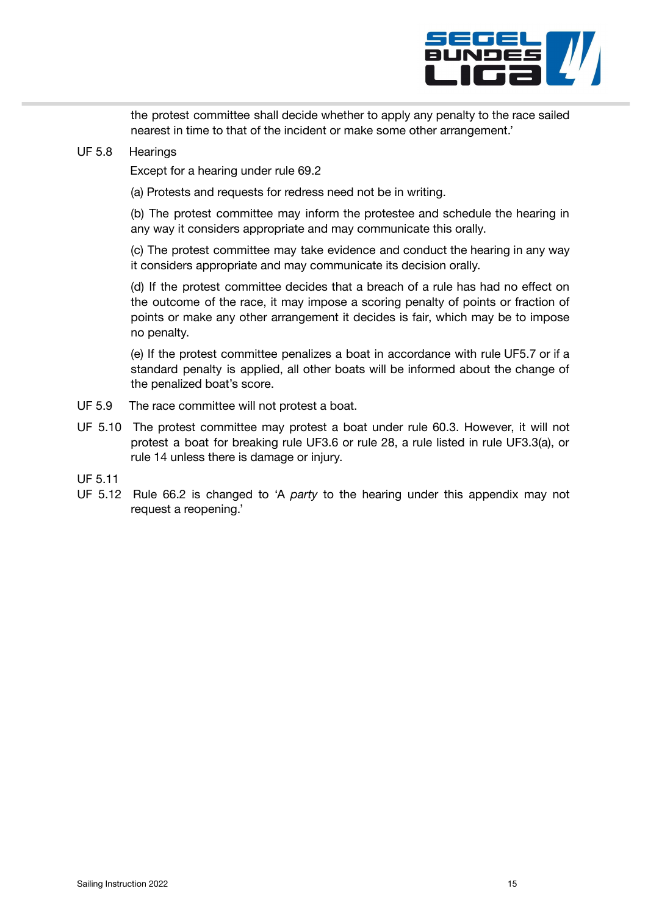the protest committee shall decide whether to apply any penalty to the race sailed nearest in time to that of the incident or make some other arrangement.'

UF 5.8 Hearings

Except for a hearing under rule 69.2

(a) Protests and requests for redress need not be in writing.

(b) The protest committee may inform the protestee and schedule the hearing in any way it considers appropriate and may communicate this orally.

(c) The protest committee may take evidence and conduct the hearing in any way it considers appropriate and may communicate its decision orally.

(d) If the protest committee decides that a breach of a rule has had no effect on the outcome of the race, it may impose a scoring penalty of points or fraction of points or make any other arrangement it decides is fair, which may be to impose no penalty.

(e) If the protest committee penalizes a boat in accordance with rule UF5.7 or if a standard penalty is applied, all other boats will be informed about the change of the penalized boat's score.

UF 5.9 The race committee will not protest a boat.

UF 5.10 The protest committee may protest a boat under rule 60.3. However, it will not protest a boat for breaking rule UF3.6 or rule 28, a rule listed in rule UF3.3(a), or rule 14 unless there is damage or injury.

UF 5.11

UF 5.12 Rule 66.2 is changed to 'A *party* to the hearing under this appendix may not request a reopening.'